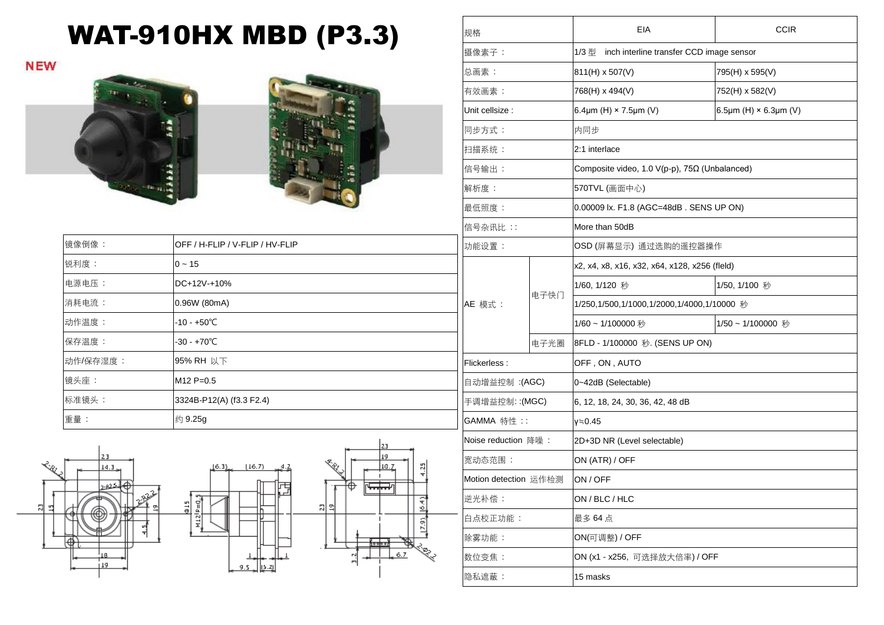# WAT-910HX MBD (P3.3)

NEW

| | |
|---|---|
| 镜像倒像： | OFF / H-FLIP / V-FLIP / HV-FLIP |
| 锐利度： | 0 ~ 15 |
| 电源电压： | DC+12V-+10% |
| 消耗电流： | 0.96W (80mA) |
| 动作温度： | -10 - +50℃ |
| 保存温度： | -30 - +70℃ |
| 动作/保存湿度： | 95% RH 以下 |
| 镜头座： | M12 P=0.5 |
| 标准镜头： | 3324B-P12(A) (f3.3 F2.4) |
| 重量： | 约 9.25g |

| 规格 | | EIA | CCIR |
|---|---|---|---|
| 摄像素子： | | 1/3 型 inch interline transfer CCD image sensor | |
| 总画素： | | 811(H) x 507(V) | 795(H) x 595(V) |
| 有效画素： | | 768(H) x 494(V) | 752(H) x 582(V) |
| Unit cellsize : | | 6.4μm (H) × 7.5μm (V) | 6.5μm (H) × 6.3μm (V) |
| 同步方式： | | 内同步 | |
| 扫描系统： | | 2:1 interlace | |
| 信号输出： | | Composite video, 1.0 V(p-p), 75Ω (Unbalanced) | |
| 解析度： | | 570TVL (画面中心) | |
| 最低照度： | | 0.00009 lx. F1.8 (AGC=48dB . SENS UP ON) | |
| 信号杂讯比 :: | | More than 50dB | |
| 功能设置： | | OSD (屏幕显示) 通过选购的遥控器操作 | |
| AE 模式： | 电子快门 | x2, x4, x8, x16, x32, x64, x128, x256 (fleld) | |
| | | 1/60, 1/120 秒 | 1/50, 1/100 秒 |
| | | 1/250,1/500,1/1000,1/2000,1/4000,1/10000 秒 | |
| | | 1/60 ~ 1/100000 秒 | 1/50 ~ 1/100000 秒 |
| | 电子光圈 | 8FLD - 1/100000 秒. (SENS UP ON) | |
| Flickerless : | | OFF , ON , AUTO | |
| 自动增益控制 :(AGC) | | 0~42dB (Selectable) | |
| 手调增益控制: :(MGC) | | 6, 12, 18, 24, 30, 36, 42, 48 dB | |
| GAMMA 特性 :: | | γ≒0.45 | |
| Noise reduction 降噪： | | 2D+3D NR (Level selectable) | |
| 宽动态范围： | | ON (ATR) / OFF | |
| Motion detection 运作检测 | | ON / OFF | |
| 逆光补偿： | | ON / BLC / HLC | |
| 白点校正功能： | | 最多 64 点 | |
| 除雾功能： | | ON(可调整) / OFF | |
| 数位变焦： | | ON (x1 - x256, 可选择放大倍率) / OFF | |
| 隐私遮蔽： | | 15 masks | |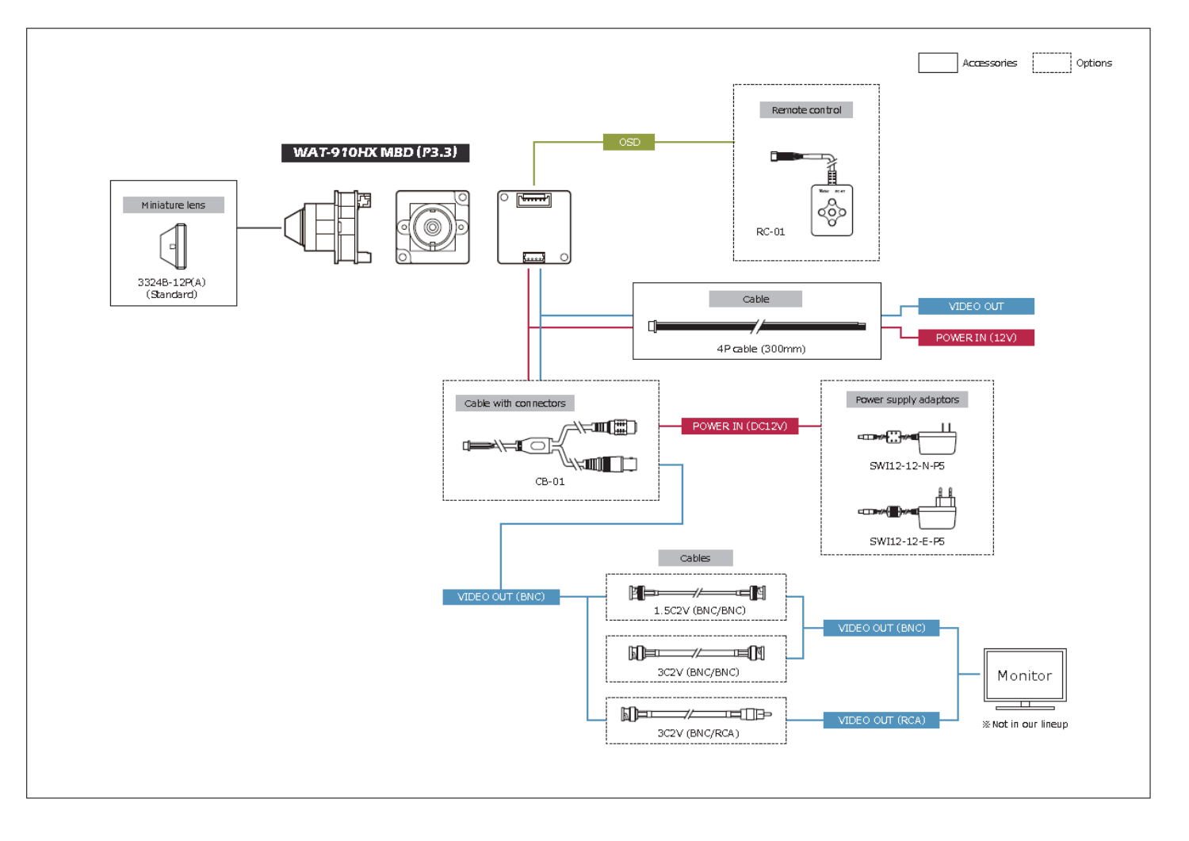Accessories

Options

# WAT-910HX MBD (P3.3)

Miniature lens

3324B-12P(A)
(Standard)

OSD

Remote control

RC-01

Cable

4P cable (300mm)

VIDEO OUT

POWER IN (12V)

Cable with connectors

CB-01

POWER IN (DC12V)

Power supply adaptors

SWI12-12-N-P5

SWI12-12-E-P5

Cables

VIDEO OUT (BNC)

1.5C2V (BNC/BNC)

3C2V (BNC/BNC)

3C2V (BNC/RCA)

VIDEO OUT (BNC)

VIDEO OUT (RCA)

Monitor

※Not in our lineup